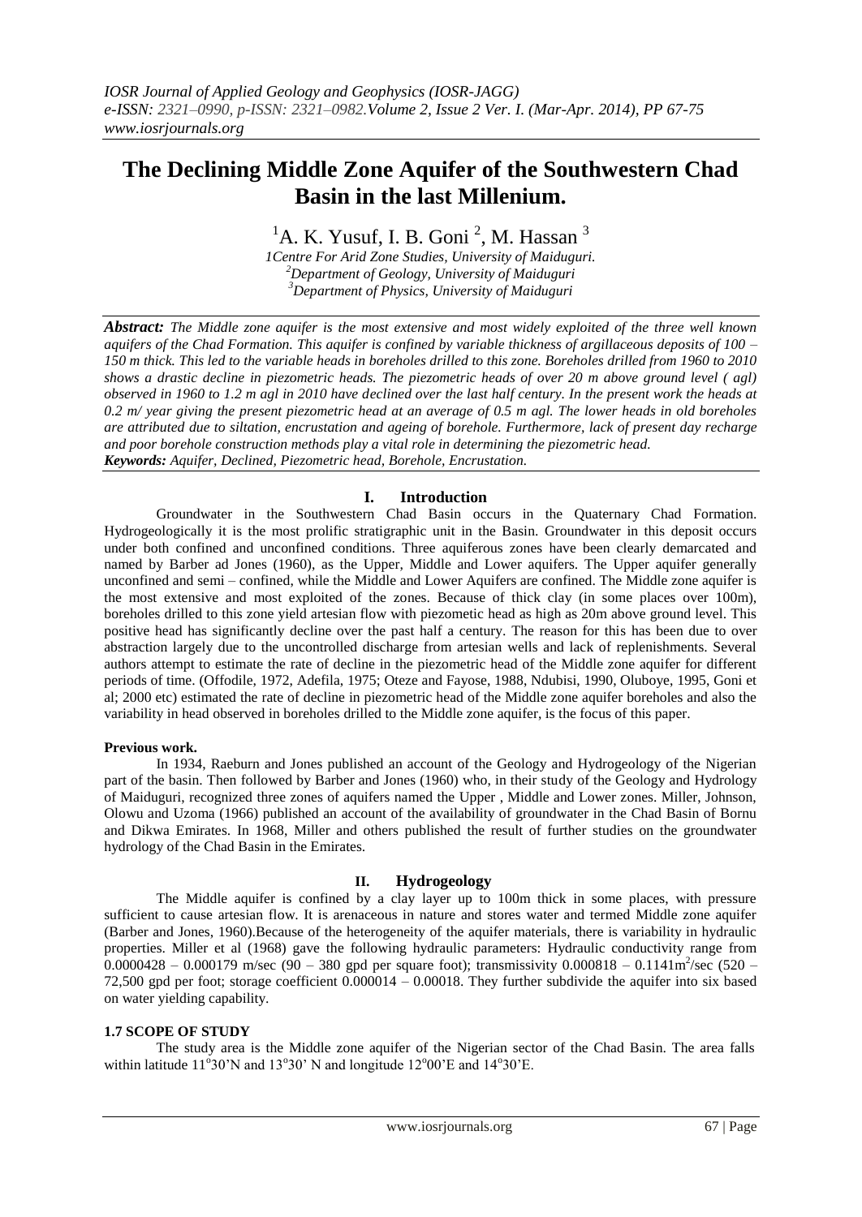*IOSR Journal of Applied Geology and Geophysics (IOSR-JAGG)*
*e-ISSN: 2321–0990, p-ISSN: 2321–0982.Volume 2, Issue 2 Ver. I. (Mar-Apr. 2014), PP 67-75*
*www.iosrjournals.org*

# The Declining Middle Zone Aquifer of the Southwestern Chad Basin in the last Millenium.

[1]A. K. Yusuf, I. B. Goni [2], M. Hassan [3]

*1Centre For Arid Zone Studies, University of Maiduguri.*
*[2]Department of Geology, University of Maiduguri*
*[3]Department of Physics, University of Maiduguri*

***Abstract:*** *The Middle zone aquifer is the most extensive and most widely exploited of the three well known aquifers of the Chad Formation. This aquifer is confined by variable thickness of argillaceous deposits of 100 – 150 m thick. This led to the variable heads in boreholes drilled to this zone. Boreholes drilled from 1960 to 2010 shows a drastic decline in piezometric heads. The piezometric heads of over 20 m above ground level ( agl) observed in 1960 to 1.2 m agl in 2010 have declined over the last half century. In the present work the heads at 0.2 m/ year giving the present piezometric head at an average of 0.5 m agl. The lower heads in old boreholes are attributed due to siltation, encrustation and ageing of borehole. Furthermore, lack of present day recharge and poor borehole construction methods play a vital role in determining the piezometric head.*
***Keywords:*** *Aquifer, Declined, Piezometric head, Borehole, Encrustation.*

## I. Introduction

Groundwater in the Southwestern Chad Basin occurs in the Quaternary Chad Formation. Hydrogeologically it is the most prolific stratigraphic unit in the Basin. Groundwater in this deposit occurs under both confined and unconfined conditions. Three aquiferous zones have been clearly demarcated and named by Barber ad Jones (1960), as the Upper, Middle and Lower aquifers. The Upper aquifer generally unconfined and semi – confined, while the Middle and Lower Aquifers are confined. The Middle zone aquifer is the most extensive and most exploited of the zones. Because of thick clay (in some places over 100m), boreholes drilled to this zone yield artesian flow with piezometic head as high as 20m above ground level. This positive head has significantly decline over the past half a century. The reason for this has been due to over abstraction largely due to the uncontrolled discharge from artesian wells and lack of replenishments. Several authors attempt to estimate the rate of decline in the piezometric head of the Middle zone aquifer for different periods of time. (Offodile, 1972, Adefila, 1975; Oteze and Fayose, 1988, Ndubisi, 1990, Oluboye, 1995, Goni et al; 2000 etc) estimated the rate of decline in piezometric head of the Middle zone aquifer boreholes and also the variability in head observed in boreholes drilled to the Middle zone aquifer, is the focus of this paper.

### Previous work.

In 1934, Raeburn and Jones published an account of the Geology and Hydrogeology of the Nigerian part of the basin. Then followed by Barber and Jones (1960) who, in their study of the Geology and Hydrology of Maiduguri, recognized three zones of aquifers named the Upper , Middle and Lower zones. Miller, Johnson, Olowu and Uzoma (1966) published an account of the availability of groundwater in the Chad Basin of Bornu and Dikwa Emirates. In 1968, Miller and others published the result of further studies on the groundwater hydrology of the Chad Basin in the Emirates.

## II. Hydrogeology

The Middle aquifer is confined by a clay layer up to 100m thick in some places, with pressure sufficient to cause artesian flow. It is arenaceous in nature and stores water and termed Middle zone aquifer (Barber and Jones, 1960).Because of the heterogeneity of the aquifer materials, there is variability in hydraulic properties. Miller et al (1968) gave the following hydraulic parameters: Hydraulic conductivity range from 0.0000428 – 0.000179 m/sec (90 – 380 gpd per square foot); transmissivity 0.000818 – 0.1141$m^2$/sec (520 – 72,500 gpd per foot; storage coefficient 0.000014 – 0.00018. They further subdivide the aquifer into six based on water yielding capability.

### 1.7 SCOPE OF STUDY

The study area is the Middle zone aquifer of the Nigerian sector of the Chad Basin. The area falls within latitude 11°30'N and 13°30' N and longitude 12°00'E and 14°30'E.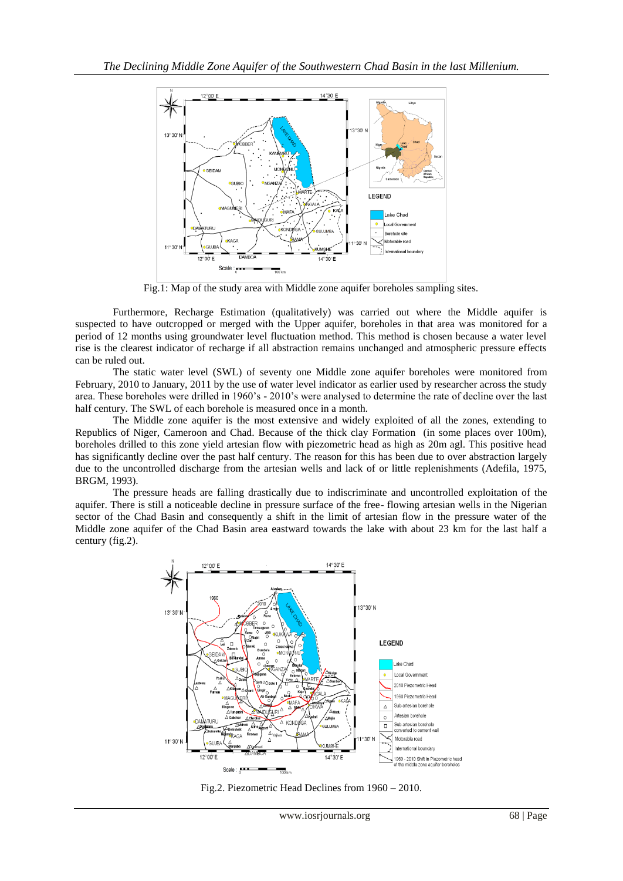Fig.1: Map of the study area with Middle zone aquifer boreholes sampling sites.

Furthermore, Recharge Estimation (qualitatively) was carried out where the Middle aquifer is suspected to have outcropped or merged with the Upper aquifer, boreholes in that area was monitored for a period of 12 months using groundwater level fluctuation method. This method is chosen because a water level rise is the clearest indicator of recharge if all abstraction remains unchanged and atmospheric pressure effects can be ruled out.

The static water level (SWL) of seventy one Middle zone aquifer boreholes were monitored from February, 2010 to January, 2011 by the use of water level indicator as earlier used by researcher across the study area. These boreholes were drilled in 1960's - 2010's were analysed to determine the rate of decline over the last half century. The SWL of each borehole is measured once in a month.

The Middle zone aquifer is the most extensive and widely exploited of all the zones, extending to Republics of Niger, Cameroon and Chad. Because of the thick clay Formation (in some places over 100m), boreholes drilled to this zone yield artesian flow with piezometric head as high as 20m agl. This positive head has significantly decline over the past half century. The reason for this has been due to over abstraction largely due to the uncontrolled discharge from the artesian wells and lack of or little replenishments (Adefila, 1975, BRGM, 1993).

The pressure heads are falling drastically due to indiscriminate and uncontrolled exploitation of the aquifer. There is still a noticeable decline in pressure surface of the free- flowing artesian wells in the Nigerian sector of the Chad Basin and consequently a shift in the limit of artesian flow in the pressure water of the Middle zone aquifer of the Chad Basin area eastward towards the lake with about 23 km for the last half a century (fig.2).

Fig.2. Piezometric Head Declines from 1960 – 2010.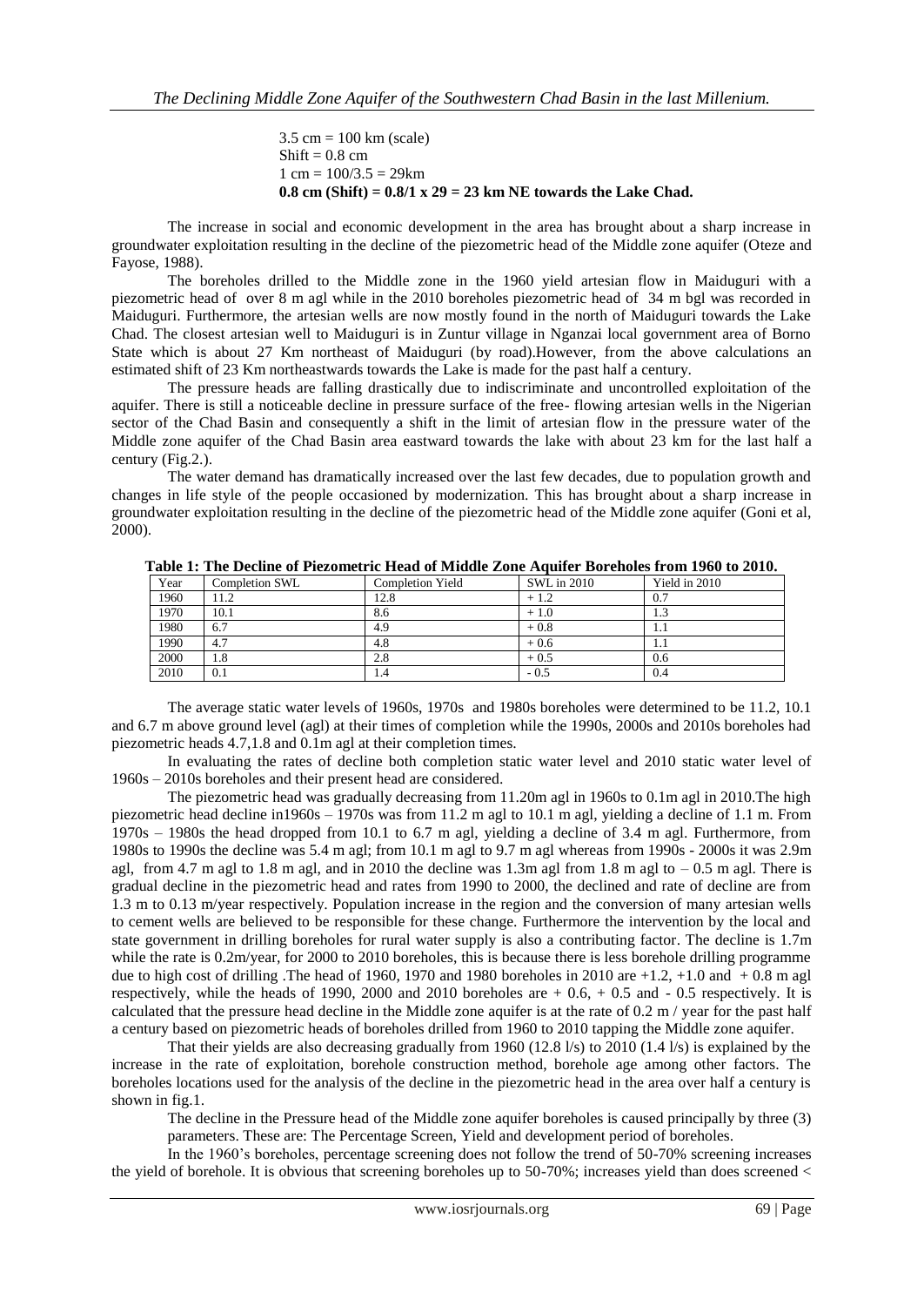3.5 cm = 100 km (scale)
Shift = 0.8 cm
1 cm = 100/3.5 = 29km
**0.8 cm (Shift) = 0.8/1 x 29 = 23 km NE towards the Lake Chad.**

The increase in social and economic development in the area has brought about a sharp increase in groundwater exploitation resulting in the decline of the piezometric head of the Middle zone aquifer (Oteze and Fayose, 1988).

The boreholes drilled to the Middle zone in the 1960 yield artesian flow in Maiduguri with a piezometric head of over 8 m agl while in the 2010 boreholes piezometric head of 34 m bgl was recorded in Maiduguri. Furthermore, the artesian wells are now mostly found in the north of Maiduguri towards the Lake Chad. The closest artesian well to Maiduguri is in Zuntur village in Nganzai local government area of Borno State which is about 27 Km northeast of Maiduguri (by road).However, from the above calculations an estimated shift of 23 Km northeastwards towards the Lake is made for the past half a century.

The pressure heads are falling drastically due to indiscriminate and uncontrolled exploitation of the aquifer. There is still a noticeable decline in pressure surface of the free- flowing artesian wells in the Nigerian sector of the Chad Basin and consequently a shift in the limit of artesian flow in the pressure water of the Middle zone aquifer of the Chad Basin area eastward towards the lake with about 23 km for the last half a century (Fig.2.).

The water demand has dramatically increased over the last few decades, due to population growth and changes in life style of the people occasioned by modernization. This has brought about a sharp increase in groundwater exploitation resulting in the decline of the piezometric head of the Middle zone aquifer (Goni et al, 2000).

**Table 1: The Decline of Piezometric Head of Middle Zone Aquifer Boreholes from 1960 to 2010.**

| Year | Completion SWL | Completion Yield | SWL in 2010 | Yield in 2010 |
|---|---|---|---|---|
| 1960 | 11.2 | 12.8 | + 1.2 | 0.7 |
| 1970 | 10.1 | 8.6 | + 1.0 | 1.3 |
| 1980 | 6.7 | 4.9 | + 0.8 | 1.1 |
| 1990 | 4.7 | 4.8 | + 0.6 | 1.1 |
| 2000 | 1.8 | 2.8 | + 0.5 | 0.6 |
| 2010 | 0.1 | 1.4 | - 0.5 | 0.4 |

The average static water levels of 1960s, 1970s and 1980s boreholes were determined to be 11.2, 10.1 and 6.7 m above ground level (agl) at their times of completion while the 1990s, 2000s and 2010s boreholes had piezometric heads 4.7,1.8 and 0.1m agl at their completion times.

In evaluating the rates of decline both completion static water level and 2010 static water level of 1960s – 2010s boreholes and their present head are considered.

The piezometric head was gradually decreasing from 11.20m agl in 1960s to 0.1m agl in 2010.The high piezometric head decline in1960s – 1970s was from 11.2 m agl to 10.1 m agl, yielding a decline of 1.1 m. From 1970s – 1980s the head dropped from 10.1 to 6.7 m agl, yielding a decline of 3.4 m agl. Furthermore, from 1980s to 1990s the decline was 5.4 m agl; from 10.1 m agl to 9.7 m agl whereas from 1990s - 2000s it was 2.9m agl, from 4.7 m agl to 1.8 m agl, and in 2010 the decline was 1.3m agl from 1.8 m agl to – 0.5 m agl. There is gradual decline in the piezometric head and rates from 1990 to 2000, the declined and rate of decline are from 1.3 m to 0.13 m/year respectively. Population increase in the region and the conversion of many artesian wells to cement wells are believed to be responsible for these change. Furthermore the intervention by the local and state government in drilling boreholes for rural water supply is also a contributing factor. The decline is 1.7m while the rate is 0.2m/year, for 2000 to 2010 boreholes, this is because there is less borehole drilling programme due to high cost of drilling .The head of 1960, 1970 and 1980 boreholes in 2010 are +1.2, +1.0 and + 0.8 m agl respectively, while the heads of 1990, 2000 and 2010 boreholes are + 0.6, + 0.5 and - 0.5 respectively. It is calculated that the pressure head decline in the Middle zone aquifer is at the rate of 0.2 m / year for the past half a century based on piezometric heads of boreholes drilled from 1960 to 2010 tapping the Middle zone aquifer.

That their yields are also decreasing gradually from 1960 (12.8 l/s) to 2010 (1.4 l/s) is explained by the increase in the rate of exploitation, borehole construction method, borehole age among other factors. The boreholes locations used for the analysis of the decline in the piezometric head in the area over half a century is shown in fig.1.

The decline in the Pressure head of the Middle zone aquifer boreholes is caused principally by three (3) parameters. These are: The Percentage Screen, Yield and development period of boreholes.

In the 1960's boreholes, percentage screening does not follow the trend of 50-70% screening increases the yield of borehole. It is obvious that screening boreholes up to 50-70%; increases yield than does screened <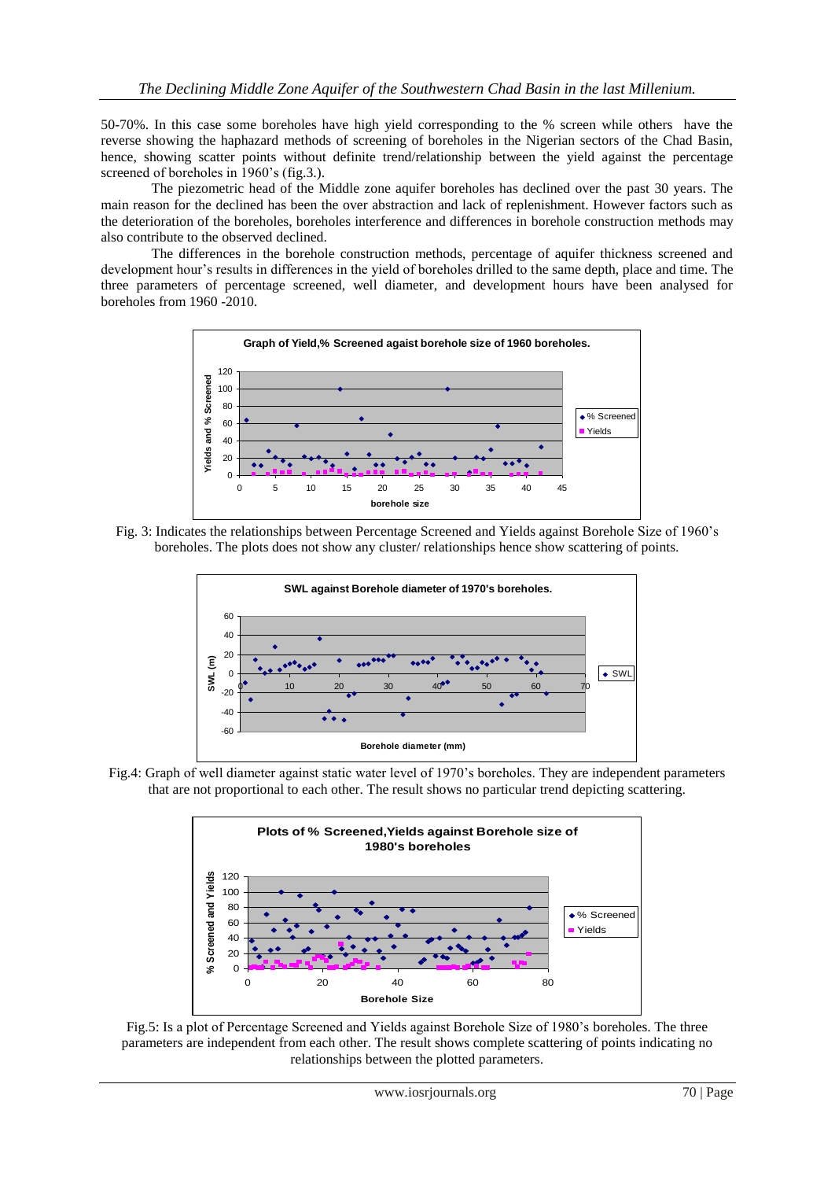50-70%. In this case some boreholes have high yield corresponding to the % screen while others have the reverse showing the haphazard methods of screening of boreholes in the Nigerian sectors of the Chad Basin, hence, showing scatter points without definite trend/relationship between the yield against the percentage screened of boreholes in 1960's (fig.3.).

The piezometric head of the Middle zone aquifer boreholes has declined over the past 30 years. The main reason for the declined has been the over abstraction and lack of replenishment. However factors such as the deterioration of the boreholes, boreholes interference and differences in borehole construction methods may also contribute to the observed declined.

The differences in the borehole construction methods, percentage of aquifer thickness screened and development hour's results in differences in the yield of boreholes drilled to the same depth, place and time. The three parameters of percentage screened, well diameter, and development hours have been analysed for boreholes from 1960 -2010.

Fig. 3: Indicates the relationships between Percentage Screened and Yields against Borehole Size of 1960's boreholes. The plots does not show any cluster/ relationships hence show scattering of points.

Fig.4: Graph of well diameter against static water level of 1970's boreholes. They are independent parameters that are not proportional to each other. The result shows no particular trend depicting scattering.

Fig.5: Is a plot of Percentage Screened and Yields against Borehole Size of 1980's boreholes. The three parameters are independent from each other. The result shows complete scattering of points indicating no relationships between the plotted parameters.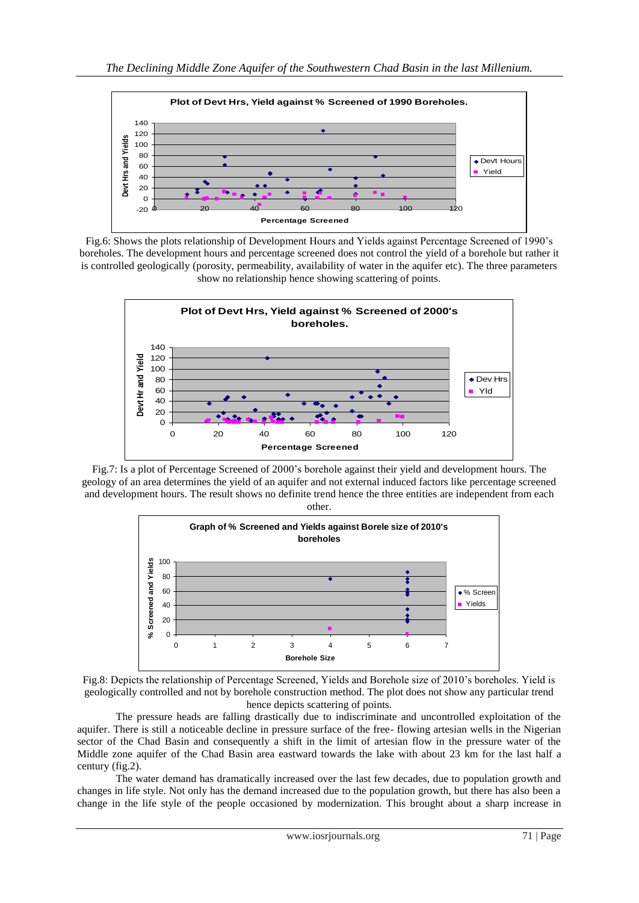Fig.6: Shows the plots relationship of Development Hours and Yields against Percentage Screened of 1990's boreholes. The development hours and percentage screened does not control the yield of a borehole but rather it is controlled geologically (porosity, permeability, availability of water in the aquifer etc). The three parameters show no relationship hence showing scattering of points.

Fig.7: Is a plot of Percentage Screened of 2000's borehole against their yield and development hours. The geology of an area determines the yield of an aquifer and not external induced factors like percentage screened and development hours. The result shows no definite trend hence the three entities are independent from each other.

Fig.8: Depicts the relationship of Percentage Screened, Yields and Borehole size of 2010's boreholes. Yield is geologically controlled and not by borehole construction method. The plot does not show any particular trend hence depicts scattering of points.

The pressure heads are falling drastically due to indiscriminate and uncontrolled exploitation of the aquifer. There is still a noticeable decline in pressure surface of the free- flowing artesian wells in the Nigerian sector of the Chad Basin and consequently a shift in the limit of artesian flow in the pressure water of the Middle zone aquifer of the Chad Basin area eastward towards the lake with about 23 km for the last half a century (fig.2).

The water demand has dramatically increased over the last few decades, due to population growth and changes in life style. Not only has the demand increased due to the population growth, but there has also been a change in the life style of the people occasioned by modernization. This brought about a sharp increase in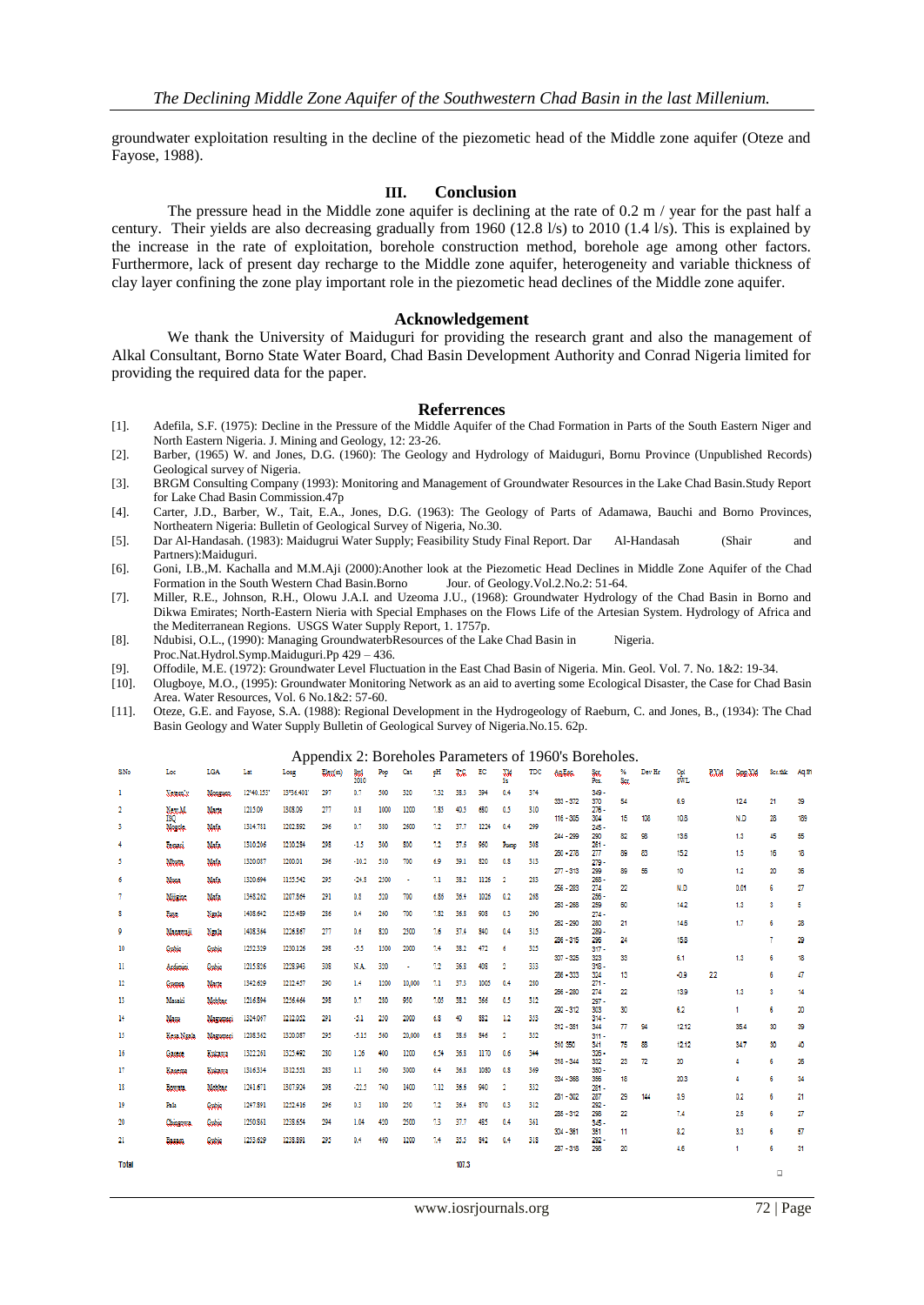groundwater exploitation resulting in the decline of the piezometic head of the Middle zone aquifer (Oteze and Fayose, 1988).

## III. Conclusion

The pressure head in the Middle zone aquifer is declining at the rate of 0.2 m / year for the past half a century. Their yields are also decreasing gradually from 1960 (12.8 l/s) to 2010 (1.4 l/s). This is explained by the increase in the rate of exploitation, borehole construction method, borehole age among other factors. Furthermore, lack of present day recharge to the Middle zone aquifer, heterogeneity and variable thickness of clay layer confining the zone play important role in the piezometic head declines of the Middle zone aquifer.

## Acknowledgement

We thank the University of Maiduguri for providing the research grant and also the management of Alkal Consultant, Borno State Water Board, Chad Basin Development Authority and Conrad Nigeria limited for providing the required data for the paper.

## Referrences

[1]. Adefila, S.F. (1975): Decline in the Pressure of the Middle Aquifer of the Chad Formation in Parts of the South Eastern Niger and North Eastern Nigeria. J. Mining and Geology, 12: 23-26.

[2]. Barber, (1965) W. and Jones, D.G. (1960): The Geology and Hydrology of Maiduguri, Bornu Province (Unpublished Records) Geological survey of Nigeria.

[3]. BRGM Consulting Company (1993): Monitoring and Management of Groundwater Resources in the Lake Chad Basin.Study Report for Lake Chad Basin Commission.47p

[4]. Carter, J.D., Barber, W., Tait, E.A., Jones, D.G. (1963): The Geology of Parts of Adamawa, Bauchi and Borno Provinces, Northeatern Nigeria: Bulletin of Geological Survey of Nigeria, No.30.

[5]. Dar Al-Handasah. (1983): Maidugrui Water Supply; Feasibility Study Final Report. Dar Al-Handasah (Shair and Partners):Maiduguri.

[6]. Goni, I.B.,M. Kachalla and M.M.Aji (2000):Another look at the Piezometic Head Declines in Middle Zone Aquifer of the Chad Formation in the South Western Chad Basin.Borno Jour. of Geology.Vol.2.No.2: 51-64.

[7]. Miller, R.E., Johnson, R.H., Olowu J.A.I. and Uzeoma J.U., (1968): Groundwater Hydrology of the Chad Basin in Borno and Dikwa Emirates; North-Eastern Nieria with Special Emphases on the Flows Life of the Artesian System. Hydrology of Africa and the Mediterranean Regions. USGS Water Supply Report, 1. 1757p.

[8]. Ndubisi, O.L., (1990): Managing GroundwaterbResources of the Lake Chad Basin in Nigeria. Proc.Nat.Hydrol.Symp.Maiduguri.Pp 429 – 436.

[9]. Offodile, M.E. (1972): Groundwater Level Fluctuation in the East Chad Basin of Nigeria. Min. Geol. Vol. 7. No. 1&2: 19-34.

[10]. Olugboye, M.O., (1995): Groundwater Monitoring Network as an aid to averting some Ecological Disaster, the Case for Chad Basin Area. Water Resources, Vol. 6 No.1&2: 57-60.

[11]. Oteze, G.E. and Fayose, S.A. (1988): Regional Development in the Hydrogeology of Raeburn, C. and Jones, B., (1934): The Chad Basin Geology and Water Supply Bulletin of Geological Survey of Nigeria.No.15. 62p.

Appendix 2: Boreholes Parameters of 1960's Boreholes.

| SNo | Loc | LGA | Lat | Long | Elev(m) | Swl 2010 | Pop | Cat | pH | T°C | EC | Yld l/s | TDC | Aq.Exc. | Scr. Pos. | % Scr. | Dev Hr | Opl SWL | P.Yld | Opp.Yld | Scr.thk | Aq.th |
|---|---|---|---|---|---|---|---|---|---|---|---|---|---|---|---|---|---|---|---|---|---|---|
| 1 | Yerwa'y | Maiduguri | 12°40.153' | 13°54.401' | 297 | 0.7 | 500 | 320 | 7.32 | 38.3 | 394 | 0.4 | 374 | 331 - 372 | 349 - 370 | 54 | | 6.9 | | 12.4 | 21 | 39 |
| 2 | New M. ISQ | Marte | 1215.09 | 1308.09 | 277 | 0.8 | 1000 | 1200 | 7.83 | 40.3 | 480 | 0.5 | 310 | 116 - 305 | 276 - 304 | 15 | 108 | 10.8 | | N.D | 28 | 189 |
| 3 | Mogole | Mafa | 1314.781 | 1202.882 | 296 | 0.7 | 380 | 2500 | 7.2 | 37.7 | 1224 | 0.4 | 299 | 244 - 299 | 245 - 290 | 82 | 98 | 13.6 | | 1.3 | 45 | 55 |
| 4 | Femari | Mafa | 1310.206 | 1210.254 | 298 | -1.5 | 300 | 800 | 7.2 | 37.6 | 560 | Pump | 308 | 260 - 278 | 261 - 277 | 89 | 83 | 15.2 | | 1.5 | 16 | 18 |
| 5 | Mbutu | Mafa | 1320.087 | 1200.01 | 296 | -10.2 | 510 | 700 | 6.9 | 39.1 | 820 | 0.8 | 313 | 277 - 313 | 279 - 299 | 89 | 55 | 10 | | 1.2 | 20 | 36 |
| 6 | Musa | Mafa | 1320.694 | 1155.542 | 295 | -24.8 | 2300 | - | 7.1 | 38.2 | 1126 | 2 | 283 | 256 - 283 | 268 - 274 | 22 | | N.D | | 0.01 | 6 | 27 |
| 7 | Mijigau | Mafa | 1348.282 | 1207.864 | 291 | 0.8 | 520 | 700 | 6.86 | 36.4 | 1026 | 0.2 | 268 | 263 - 268 | 265 - 269 | 60 | | 14.2 | | 1.3 | 3 | 5 |
| 8 | Fuge | Ngala | 1408.642 | 1215.459 | 286 | 0.4 | 260 | 700 | 7.82 | 36.8 | 908 | 0.3 | 290 | 262 - 290 | 274 - 280 | 21 | | 14.6 | | 1.7 | 6 | 28 |
| 9 | Mazanuji | Ngala | 1408.344 | 1226.867 | 277 | 0.6 | 820 | 2500 | 7.6 | 37.4 | 840 | 0.4 | 315 | 286 - 315 | 289 - 295 | 24 | | 15.8 | | | 7 | 29 |
| 10 | Gubio | Gubio | 1252.309 | 1230.126 | 298 | -5.5 | 1500 | 2000 | 7.4 | 38.2 | 472 | 6 | 325 | 307 - 325 | 317 - 323 | 33 | | 6.1 | | 1.3 | 6 | 18 |
| 11 | Ardimeri | Gubio | 1215.826 | 1228.943 | 308 | N.A. | 300 | - | 7.2 | 36.8 | 408 | 2 | 333 | 286 - 333 | 318 - 324 | 13 | | -0.9 | 2.2 | | 6 | 47 |
| 12 | Gremu | Marte | 1342.629 | 1212.457 | 290 | 1.4 | 1200 | 10,000 | 7.1 | 37.3 | 1005 | 0.4 | 280 | 266 - 280 | 271 - 274 | 22 | | 13.9 | | 1.3 | 3 | 14 |
| 13 | Masaki | Mobbar | 1216.864 | 1256.464 | 298 | 0.7 | 280 | 950 | 7.08 | 38.2 | 566 | 0.5 | 312 | 292 - 312 | 297 - 303 | 30 | | 6.2 | | 1 | 6 | 20 |
| 14 | Mairi | Maiduguri | 1324.097 | 1212.002 | 291 | -5.1 | 270 | 2000 | 6.8 | 40 | 882 | 1.2 | 313 | 312 - 351 | 314 - 344 | 77 | 94 | 12.12 | | 35.4 | 30 | 39 |
| 15 | Kasa Ngala | Maiduguri | 1208.362 | 1300.087 | 295 | -5.15 | 560 | 20,000 | 6.8 | 38.6 | 846 | 2 | 352 | 310 - 350 | 311 - 341 | 75 | 88 | 12.12 | | 34.7 | 30 | 40 |
| 16 | Gaseme | Kukawa | 1322.261 | 1325.492 | 280 | 1.26 | 400 | 1200 | 6.54 | 36.3 | 1170 | 0.6 | 344 | 318 - 344 | 326 - 332 | 23 | 72 | 20 | | 4 | 6 | 26 |
| 17 | Kauwa | Kukawa | 1316.334 | 1312.521 | 283 | 1.1 | 560 | 3000 | 6.4 | 36.8 | 1080 | 0.8 | 369 | 334 - 368 | 350 - 356 | 18 | | 20.3 | | 4 | 6 | 34 |
| 18 | Buwura | Mobbar | 1241.671 | 1307.924 | 298 | -22.5 | 740 | 1400 | 7.12 | 36.6 | 940 | 2 | 332 | 281 - 302 | 281 - 287 | 29 | 144 | 3.9 | | 0.2 | 6 | 21 |
| 19 | Fala | Gubio | 1247.891 | 1222.416 | 296 | 0.3 | 180 | 250 | 7.2 | 36.4 | 870 | 0.3 | 312 | 285 - 312 | 292 - 298 | 22 | | 7.4 | | 2.5 | 6 | 27 |
| 20 | Chingowa | Gubio | 1250.861 | 1228.654 | 294 | 1.04 | 420 | 2500 | 7.3 | 37.7 | 485 | 0.4 | 341 | 304 - 361 | 345 - 351 | 11 | | 8.2 | | 3.3 | 6 | 57 |
| 21 | Basari | Gubio | 1253.629 | 1228.891 | 292 | 0.4 | 440 | 1200 | 7.4 | 35.5 | 942 | 0.4 | 318 | 287 - 318 | 292 - 298 | 20 | | 4.6 | | 1 | 6 | 31 |
| Total | | | | | | | | | | | 107.3 | | | | | | | | | | | |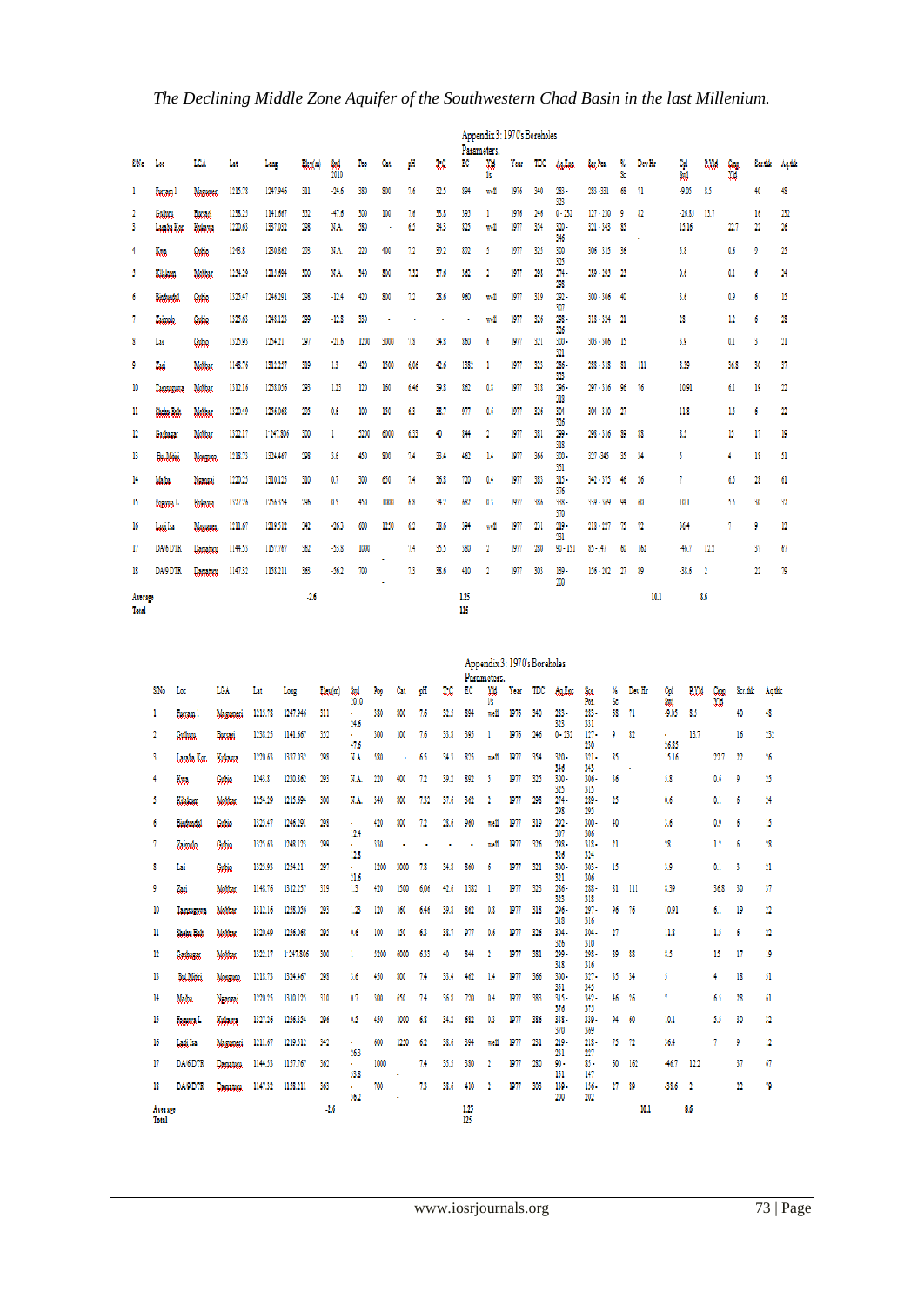Appendix 3: 1970's Boreholes Parameters.

| SNo | Loc | LGA | Lat | Long | Elev(m) | Swl 2010 | Pop | Cat | pH | T°C | EC | Yld l/s | Year | TDC | Aq.Ext | Scr.Pos | % Sc | Dev.Hr | Ori Swl | P.Yld | Cons Yld | Scr.thk | Aq.thk |
|---|---|---|---|---|---|---|---|---|---|---|---|---|---|---|---|---|---|---|---|---|---|---|---|
| 1 | Bornam I | Maiguneri | 1215.78 | 1247.946 | 311 | -24.6 | 380 | 800 | 7.6 | 32.5 | 594 | well | 1976 | 340 | 283-325 | 283-331 | 68 | 71 | -9.05 | 8.5 | | 40 | 48 |
| 2 | Gollerri | Borsari | 1258.25 | 1341.667 | 352 | -47.6 | 300 | 100 | 7.6 | 33.8 | 395 | 1 | 1976 | 246 | 0-230 | 127-230 | 9 | 82 | -26.83 | 13.7 | | 16 | 232 |
| 3 | Lagaba Kor | Kukawa | 1220.63 | 1337.032 | 298 | N.A | 580 | - | 6.5 | 34.3 | 825 | well | 1977 | 354 | 320-346 | 321-343 | 85 | | 15.16 | | 22.7 | 22 | 26 |
| 4 | Kwa | Gubio | 1243.8 | 1230.862 | 293 | N.A | 220 | 400 | 7.2 | 39.2 | 892 | 3 | 1977 | 325 | 300-325 | 306-315 | 36 | | 3.8 | | 0.6 | 9 | 25 |
| 5 | Kilakum | Mobbar | 1254.29 | 1215.694 | 300 | N.A | 340 | 800 | 7.32 | 37.6 | 342 | 2 | 1977 | 298 | 274-298 | 289-295 | 25 | | 0.6 | | 0.1 | 6 | 24 |
| 6 | Birduwal | Gubio | 1325.47 | 1246.291 | 298 | -12.4 | 420 | 800 | 7.2 | 28.6 | 940 | well | 1977 | 319 | 292-307 | 300-306 | 40 | | 3.6 | | 0.9 | 6 | 15 |
| 7 | Zaimolo | Gubio | 1325.63 | 1248.123 | 299 | -12.8 | 330 | - | - | - | - | well | 1977 | 326 | 298-326 | 318-324 | 21 | | 28 | | 1.2 | 6 | 28 |
| 8 | Lai | Gubio | 1325.93 | 1254.21 | 297 | -21.6 | 1200 | 3000 | 7.8 | 34.8 | 860 | 6 | 1977 | 321 | 300-321 | 303-306 | 15 | | 3.9 | | 0.1 | 3 | 21 |
| 9 | Zari | Mobbar | 1148.76 | 1312.257 | 319 | 1.3 | 420 | 1500 | 6.06 | 42.6 | 1582 | 1 | 1977 | 323 | 286-323 | 288-318 | 81 | 111 | 8.39 | | 36.8 | 30 | 37 |
| 10 | Damasarwa | Mobbar | 1312.16 | 1258.056 | 293 | 1.23 | 120 | 160 | 6.46 | 39.8 | 842 | 0.8 | 1977 | 318 | 296-318 | 297-316 | 96 | 76 | 10.91 | | 6.1 | 19 | 22 |
| 11 | Shetu Bob | Mobbar | 1320.49 | 1256.068 | 293 | 0.6 | 100 | 150 | 6.3 | 38.7 | 977 | 0.6 | 1977 | 326 | 304-326 | 304-310 | 27 | | 11.8 | | 1.3 | 6 | 22 |
| 12 | Gadnager | Mobbar | 1322.17 | 1247.806 | 300 | 1 | 5200 | 6000 | 6.33 | 40 | 844 | 2 | 1977 | 381 | 299-318 | 298-316 | 89 | 88 | 8.5 | | 15 | 17 | 19 |
| 13 | Bul Miski | Monguno | 1218.73 | 1324.467 | 298 | 3.6 | 450 | 800 | 7.4 | 33.4 | 462 | 1.4 | 1977 | 366 | 300-351 | 327-345 | 35 | 34 | 5 | | 4 | 18 | 51 |
| 14 | Mafia | Ngazai | 1220.25 | 1310.125 | 310 | 0.7 | 300 | 650 | 7.4 | 36.8 | 720 | 0.4 | 1977 | 383 | 315-376 | 342-375 | 46 | 26 | 7 | | 6.5 | 28 | 61 |
| 15 | Faguwa L | Kukawa | 1327.26 | 1256.354 | 296 | 0.5 | 450 | 1000 | 6.8 | 34.2 | 682 | 0.3 | 1977 | 386 | 338-370 | 339-369 | 94 | 60 | 10.1 | | 5.5 | 30 | 32 |
| 16 | Ladi Isa | Maiguneri | 1211.67 | 1219.512 | 342 | -26.3 | 600 | 1250 | 6.2 | 38.6 | 594 | well | 1977 | 231 | 219-231 | 218-227 | 75 | 72 | 36.4 | | 7 | 9 | 12 |
| 17 | DA6 DTR | Damasak | 1144.53 | 1257.767 | 362 | -53.8 | 1000 | | 7.4 | 35.5 | 380 | 2 | 1977 | 280 | 90-131 | 85-147 | 60 | 162 | -44.7 | 12.2 | | 37 | 67 |
| 18 | DA9 DTR | Damasak | 1147.52 | 1251.211 | 365 | -36.2 | 700 | - | 7.3 | 38.6 | 410 | 2 | 1977 | 303 | 119-200 | 116-202 | 27 | 89 | -38.6 | 2 | | 22 | 79 |
| Average Total | | | | | | -2.6 | | | | | 1.25 125 | | | | | | | 10.1 | | 8.6 | | | |

Appendix 3: 1970's Boreholes Parameters.

| SNo | Loc | LGA | Lat | Long | Elev(m) | Swl 2010 | Pop | Cat | pH | T°C | EC | Yld l/s | Year | TDC | Aq.Ext | Scr.Pos | % Sc | Dev.Hr | Ori Swl | P.Yld | Cons Yld | Scr.thk | Aq.thk |
|---|---|---|---|---|---|---|---|---|---|---|---|---|---|---|---|---|---|---|---|---|---|---|---|
| 1 | Bornam I | Maiguneri | 1215.78 | 1247.946 | 311 | -24.6 | 380 | 800 | 7.6 | 32.5 | 594 | well | 1976 | 340 | 283-325 | 283-331 | 68 | 71 | -9.05 | 8.5 | | 40 | 48 |
| 2 | Gollerri | Borsari | 1258.25 | 1141.667 | 352 | -47.6 | 300 | 100 | 7.6 | 33.8 | 395 | 1 | 1976 | 246 | 0-230 | 127-230 | 9 | 82 | -26.83 | 13.7 | | 16 | 232 |
| 3 | Lagaba Kor | Kukawa | 1220.63 | 1337.032 | 298 | N.A | 580 | - | 6.5 | 34.3 | 825 | well | 1977 | 354 | 320-346 | 321-343 | 85 | | 15.16 | | 22.7 | 22 | 26 |
| 4 | Kwa | Gubio | 1243.8 | 1230.862 | 293 | N.A | 220 | 400 | 7.2 | 39.2 | 892 | 3 | 1977 | 325 | 300-325 | 306-315 | 36 | | 3.8 | | 0.6 | 9 | 25 |
| 5 | Kilakum | Mobbar | 1254.29 | 1215.694 | 300 | N.A | 340 | 800 | 7.32 | 37.6 | 342 | 2 | 1977 | 298 | 274-298 | 289-295 | 25 | | 0.6 | | 0.1 | 6 | 24 |
| 6 | Birduwal | Gubio | 1325.47 | 1246.291 | 298 | -12.4 | 420 | 800 | 7.2 | 28.6 | 940 | well | 1977 | 319 | 292-307 | 300-306 | 40 | | 3.6 | | 0.9 | 6 | 15 |
| 7 | Zaimolo | Gubio | 1325.63 | 1248.123 | 299 | -12.8 | 330 | - | - | - | - | well | 1977 | 326 | 298-326 | 318-324 | 21 | | 28 | | 1.2 | 6 | 28 |
| 8 | Lai | Gubio | 1325.93 | 1254.21 | 297 | -21.6 | 1200 | 3000 | 7.8 | 34.8 | 860 | 6 | 1977 | 321 | 300-321 | 303-306 | 15 | | 3.9 | | 0.1 | 3 | 21 |
| 9 | Zari | Mobbar | 1148.76 | 1312.257 | 319 | 1.3 | 420 | 1500 | 6.06 | 42.6 | 1382 | 1 | 1977 | 323 | 286-323 | 288-318 | 81 | 111 | 8.39 | | 36.8 | 30 | 37 |
| 10 | Damasarwa | Mobbar | 1312.16 | 1258.056 | 293 | 1.23 | 120 | 160 | 6.44 | 39.8 | 842 | 0.8 | 1977 | 318 | 296-318 | 297-316 | 96 | 76 | 10.91 | | 6.1 | 19 | 22 |
| 11 | Shetu Bob | Mobbar | 1320.49 | 1256.068 | 293 | 0.6 | 100 | 150 | 6.3 | 38.7 | 977 | 0.6 | 1977 | 326 | 304-326 | 304-310 | 27 | | 11.8 | | 1.3 | 6 | 22 |
| 12 | Gadnager | Mobbar | 1322.17 | 1247.806 | 300 | 1 | 5200 | 6000 | 6.33 | 40 | 844 | 2 | 1977 | 381 | 299-318 | 298-316 | 89 | 88 | 8.5 | | 15 | 17 | 19 |
| 13 | Bul Miski | Monguno | 1218.73 | 1324.467 | 298 | 3.6 | 450 | 800 | 7.4 | 33.4 | 462 | 1.4 | 1977 | 366 | 300-351 | 327-345 | 35 | 34 | 5 | | 4 | 18 | 51 |
| 14 | Mafia | Ngazai | 1220.25 | 1310.125 | 310 | 0.7 | 300 | 650 | 7.4 | 36.8 | 720 | 0.4 | 1977 | 383 | 315-376 | 342-375 | 46 | 26 | 7 | | 6.5 | 28 | 61 |
| 15 | Faguwa L | Kukawa | 1327.26 | 1256.354 | 296 | 0.5 | 450 | 1000 | 6.8 | 34.2 | 682 | 0.3 | 1977 | 386 | 338-370 | 339-369 | 94 | 60 | 10.1 | | 5.5 | 30 | 32 |
| 16 | Ladi Isa | Maiguneri | 1211.67 | 1219.512 | 342 | -26.3 | 600 | 1250 | 6.2 | 38.6 | 594 | well | 1977 | 231 | 219-231 | 218-227 | 75 | 72 | 36.4 | | 7 | 9 | 12 |
| 17 | DA6 DTR | Damasak | 1144.53 | 1157.767 | 362 | -53.8 | 1000 | | 7.4 | 35.5 | 380 | 2 | 1977 | 280 | 90-131 | 85-147 | 60 | 162 | -44.7 | 12.2 | | 37 | 67 |
| 18 | DA9 DTR | Damasak | 1147.52 | 1158.211 | 365 | -36.2 | 700 | - | 7.3 | 38.6 | 400 | 2 | 1977 | 303 | 119-200 | 116-202 | 27 | 89 | -38.6 | 2 | | 22 | 79 |
| Average Total | | | | | | -2.6 | | | | | 1.25 125 | | | | | | | 10.1 | | 8.6 | | | |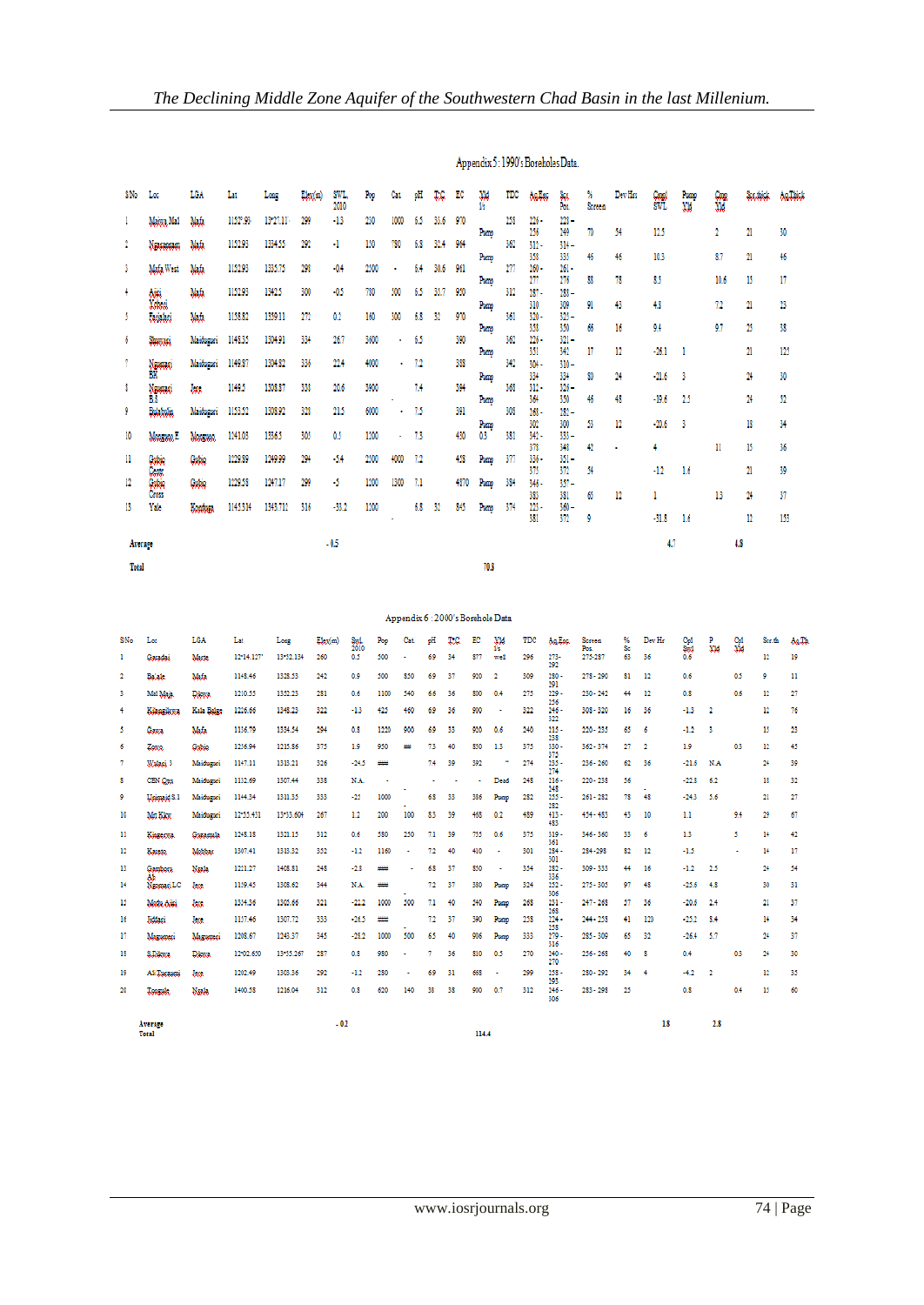Appendix 5: 1990's Boreholes Data.

| S/No | Loc | LGA | Lat | Long | Elev(m) | SWL 2010 | Pop | Cat | pH | T°C | EC | Yld l/s | TDC | Aq.Enc | Scr Pos | % Screen | Dev Hrs | Orgl SWL | Pump Yld | Orgl Yld | Scr.thick | Aq.Thick |
|---|---|---|---|---|---|---|---|---|---|---|---|---|---|---|---|---|---|---|---|---|---|---|
| 1 | Maina Mal | Mafa | 1152'.99 | 13°27.11' | 299 | -13 | 200 | 1000 | 6.5 | 31.6 | 970 | Pump | 258 | 226 - 256 | 228 - 249 | 70 | 54 | 12.5 | | 2 | 21 | 30 |
| 2 | Ngaganam | Mafa | 1152.93 | 1334.55 | 292 | -1 | 100 | 780 | 6.8 | 32.4 | 984 | Pump | 362 | 312 - 358 | 314 - 335 | 46 | 46 | 10.3 | | 8.7 | 21 | 46 |
| 3 | Mafa West | Mafa | 1152.93 | 1335.75 | 298 | -0.4 | 2100 | - | 6.4 | 30.6 | 981 | Pump | 277 | 260 - 277 | 261 - 276 | 88 | 78 | 8.3 | | 10.6 | 15 | 17 |
| 4 | Ajiri Yebeal | Mafa | 1152.93 | 1342.5 | 300 | -0.5 | 780 | 300 | 6.5 | 31.7 | 950 | Pump | 312 | 287 - 310 | 288 - 309 | 91 | 43 | 4.8 | | 7.2 | 21 | 23 |
| 5 | Fajiabari | Mafa | 1158.82 | 1359.11 | 272 | 0.2 | 160 | 300 | 6.8 | 31 | 970 | Pump | 361 | 320 - 358 | 325 - 350 | 66 | 16 | 9.4 | | 9.7 | 25 | 38 |
| 6 | Shuwari | Maiduguri | 1148.35 | 1304.91 | 334 | 26.7 | 3600 | - | 6.5 | | 390 | Pump | 362 | 229 - 351 | 321 - 342 | 17 | 12 | -26.1 | 1 | | 21 | 123 |
| 7 | Ngomari BR | Maiduguri | 1149.87 | 1304.82 | 336 | 22.4 | 4000 | - | 7.2 | | 388 | Pump | 342 | 304 - 334 | 310 - 334 | 80 | 24 | -21.6 | 3 | | 24 | 30 |
| 8 | Ngomari B3 | Jere | 1149.5 | 1308.87 | 331 | 20.6 | 3900 | | 7.4 | | 394 | Pump | 368 | 312 - 344 | 329 - 350 | 46 | 48 | -19.6 | 2.5 | | 24 | 32 |
| 9 | Bulabulin | Maiduguri | 1153.52 | 1308.92 | 323 | 21.5 | 6000 | - | 7.5 | | 391 | Pump 0.3 | 308 | 268 - 302 | 282 - 300 | 53 | 12 | -20.6 | 3 | | 18 | 34 |
| 10 | Monguno E | Monguno | 1241.03 | 1356.3 | 301 | 0.3 | 1100 | - | 7.3 | | 430 | | 381 | 342 - 378 | 331 - 348 | 42 | - | 4 | | 11 | 15 | 36 |
| 11 | Gubio Cattle | Gubio | 1229.89 | 1249.99 | 294 | -5.4 | 2100 | 4000 | 7.2 | | 458 | Pump | 377 | 336 - 375 | 351 - 372 | 54 | | -12 | 1.6 | | 21 | 39 |
| 12 | Gubio Cross | Gubio | 1229.58 | 1247.17 | 299 | -5 | 1000 | 1300 | 7.1 | | 4870 | Pump | 384 | 346 - 383 | 357 - 381 | 63 | 12 | 1 | | 13 | 24 | 37 |
| 13 | Yale | Konduga | 1143.314 | 1343.712 | 318 | -31.2 | 1100 | | 6.8 | 31 | 845 | Pump | 374 | 223 - 381 | 360 - 372 | 9 | | -31.8 | 1.6 | | 12 | 158 |
| Average | | | | | | -0.5 | | | | | | | | | | | | | 4.7 | | 4.8 | |
| Total | | | | | | | | | | | | 70.8 | | | | | | | | | | |

Appendix 6 : 2000's Borehole Data

| SNo | Loc | LGA | Lat | Long | Elev(m) | Swl 2010 | Pop | Cat. | pH | T°C | EC | Yld l/s | TDC | Aq.Enc | Screen Pos | % Sc | Dev Hr | Orl Swl | P Yld | Orl Yld | Scr th | Aq.Th |
|---|---|---|---|---|---|---|---|---|---|---|---|---|---|---|---|---|---|---|---|---|---|---|
| 1 | Garadai | Marte | 12°14.127' | 13°52.134 | 260 | 0.5 | 500 | - | 69 | 34 | 877 | well | 296 | 273-292 | 275-287 | 63 | 36 | 0.6 | | | 12 | 19 |
| 2 | Balale | Mafa | 1145.46 | 1328.53 | 242 | 0.9 | 500 | 850 | 69 | 37 | 900 | 2 | 309 | 280 - 291 | 278 - 290 | 81 | 12 | 0.6 | | 0.5 | 9 | 11 |
| 3 | Mal Mala | Dikwa | 1210.55 | 1352.23 | 281 | 0.6 | 1100 | 540 | 66 | 36 | 800 | 0.4 | 275 | 229 - 256 | 230 - 242 | 44 | 12 | 0.8 | | 0.6 | 12 | 27 |
| 4 | Kilangilwa | Kala Balge | 1226.66 | 1348.23 | 322 | -1.3 | 425 | 460 | 69 | 36 | 900 | - | 322 | 246 - 322 | 308 - 320 | 16 | 36 | -1.3 | 2 | | 12 | 76 |
| 5 | Gawa | Mafa | 1116.79 | 1334.54 | 294 | 0.8 | 1220 | 900 | 69 | 33 | 900 | 0.6 | 240 | 215 - 238 | 220 - 235 | 65 | 6 | -1.2 | 3 | | 15 | 23 |
| 6 | Zowa | Gubio | 1216.94 | 1215.86 | 375 | 1.9 | 950 | ## | 73 | 40 | 850 | 1.3 | 375 | 330 - 375 | 362 - 374 | 27 | 2 | 1.9 | | 0.3 | 12 | 45 |
| 7 | Wulari 3 | Maiduguri | 1147.11 | 1313.21 | 326 | -24.5 | ### | | 74 | 39 | 392 | " | 274 | 235 - 274 | 236 - 260 | 62 | 36 | -21.6 | N.A | | 24 | 39 |
| 8 | CBN Qtrs | Maiduguri | 1112.69 | 1307.44 | 338 | N.A | - | | - | - | - | Dead | 248 | 216 - 248 | 220 - 238 | 56 | | -22.8 | 6.2 | | 18 | 32 |
| 9 | Umarari S.1 | Maiduguri | 1144.34 | 1311.35 | 333 | -25 | 1000 | - | 68 | 33 | 386 | Pump | 282 | 255 - 282 | 261 - 282 | 78 | 48 | -24.3 | 5.6 | | 21 | 27 |
| 10 | Mr Kiw | Maiduguri | 12°55.431 | 13°13.604 | 267 | 1.2 | 200 | 100 | 83 | 39 | 468 | 0.2 | 489 | 413 - 483 | 454 - 483 | 43 | 10 | 1.1 | | 9.4 | 29 | 67 |
| 11 | Kingowa | Guzamala | 1248.18 | 1321.15 | 312 | 0.6 | 580 | 250 | 71 | 39 | 755 | 0.6 | 375 | 319 - 361 | 346 - 360 | 33 | 6 | 1.3 | | 5 | 14 | 42 |
| 12 | Kareto | Mobbar | 1307.41 | 1323.32 | 352 | -1.2 | 1160 | - | 72 | 40 | 410 | - | 301 | 284 - 301 | 284 - 298 | 82 | 12 | -1.5 | | - | 14 | 17 |
| 13 | Gamboru | Ngala | 1221.27 | 1408.81 | 248 | -2.3 | ### | - | 68 | 37 | 850 | - | 354 | 282 - 336 | 309 - 333 | 44 | 16 | -1.2 | 2.5 | | 24 | 54 |
| 14 | Alh. Ngamari LC | Jere | 1119.45 | 1308.62 | 344 | N.A | ### | | 72 | 37 | 380 | Pump | 324 | 222 - 306 | 275 - 305 | 97 | 48 | -25.6 | 4.8 | | 30 | 31 |
| 15 | Moda Ajiri | Jere | 1314.36 | 1303.66 | 321 | -22.2 | 1000 | 500 | 71 | 40 | 540 | Pump | 268 | 231 - 268 | 247 - 268 | 57 | 36 | -20.6 | 2.4 | | 21 | 37 |
| 16 | Bdlari | Jere | 1117.46 | 1307.72 | 333 | -26.5 | ### | | 72 | 37 | 390 | Pump | 258 | 224 - 258 | 244 - 258 | 41 | 120 | -25.2 | 8.4 | | 14 | 34 |
| 17 | Magumeri | Magumeri | 1208.67 | 1243.37 | 345 | -29.2 | 1000 | 500 | 65 | 40 | 906 | Pump | 333 | 279 - 316 | 285 - 309 | 65 | 32 | -26.4 | 5.7 | | 24 | 37 |
| 18 | S.Dikwa | Dikwa | 12°02.650 | 13°55.267 | 287 | 0.8 | 980 | - | 7 | 36 | 810 | 0.5 | 270 | 240 - 270 | 256 - 268 | 40 | 8 | 0.4 | | 0.3 | 24 | 30 |
| 19 | Ali Turaami | Jere | 1202.49 | 1303.36 | 292 | -1.2 | 280 | - | 69 | 31 | 668 | - | 299 | 258 - 293 | 280 - 292 | 34 | 4 | -4.2 | 2 | | 12 | 35 |
| 20 | Tongule | Ngala | 1400.58 | 1216.04 | 312 | 0.8 | 620 | 140 | 38 | 38 | 900 | 0.7 | 312 | 246 - 306 | 283 - 298 | 25 | | 0.8 | | 0.4 | 15 | 60 |
| Average | | | | | | - 0.2 | | | | | | | | | | | 18 | | 2.8 | | | |
| Total | | | | | | | | | | | | 114.4 | | | | | | | | | | |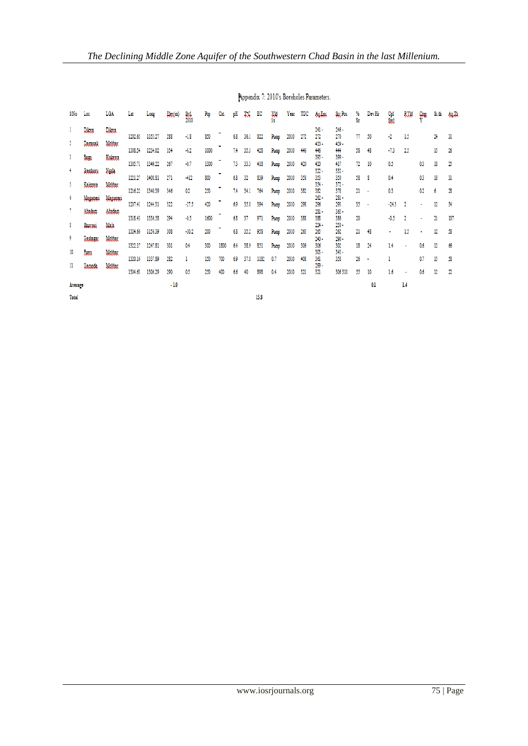Appendix 7: 2010's Boreholes Parameters.

| SNo | Loc | LGA | Lat | Long | Elev(m) | Swl 2010 | Pop | Cst. | pH | T°C | EC | Yld l/s | Year | TDC | Aq.Exc | Scr.Pos | % Sc | Dev.Hr | Qpl Swl | P.TM | Cmp Y | Sc.th | Aq.Th |
|---|---|---|---|---|---|---|---|---|---|---|---|---|---|---|---|---|---|---|---|---|---|---|---|
| 1 | Dikwa | Dikwa | 1202.61 | 1351.27 | 288 | -1.8 | 850 | - | 6.8 | 36.1 | 822 | Pump | 2010 | 272 | 241 - 272 | 246 - 270 | 77 | 50 | -2 | 1.5 | | 24 | 31 |
| 2 | Dusuman | Maiduguri | 1308.54 | 1224.02 | 354 | -6.2 | 1000 | - | 7.4 | 35.3 | 428 | Pump | 2010 | 446 | 420 - 446 | 429 - 444 | 58 | 48 | -7.3 | 2.5 | | 15 | 26 |
| 3 | Baga | Kukawa | 1305.71 | 1349.22 | 267 | -0.7 | 1300 | - | 7.3 | 33.3 | 418 | Pump | 2010 | 420 | 395 - 420 | 399 - 417 | 72 | 10 | 0.5 | | 0.3 | 18 | 25 |
| 4 | Gamboru | Ngala | 1221.27 | 1408.81 | 271 | +4.2 | 800 | - | 6.8 | 32 | 839 | Pump | 2010 | 358 | 322 - 353 | 332 - 350 | 58 | 8 | 0.4 | | 0.3 | 18 | 31 |
| 5 | Kukawa | Maiduguri | 1216.22 | 1340.39 | 346 | 0.2 | 250 | - | 7.4 | 34.1 | 764 | Pump | 2010 | 382 | 354 - 382 | 372 - 378 | 21 | - | 0.3 | | 0.2 | 6 | 28 |
| 6 | Magumeri | Magumeri | 1207.41 | 1244.31 | 322 | -27.5 | 420 | - | 6.9 | 35.8 | 394 | Pump | 2010 | 298 | 262 - 296 | 281 - 293 | 35 | - | -24.5 | 2 | - | 11 | 34 |
| 7 | Abadam | Abadam | 1318.43 | 1336.58 | 294 | -0.5 | 1600 | - | 6.8 | 37 | 971 | Pump | 2010 | 388 | 281 - 388 | 365 - 388 | 20 | | -0.5 | 2 | - | 21 | 107 |
| 8 | Bimmari | Maiha | 1324.66 | 1156.39 | 308 | -30.2 | 200 | - | 6.8 | 35.2 | 958 | Pump | 2010 | 265 | 224 - 265 | 250 - 262 | 21 | 48 | - | 1.5 | - | 12 | 58 |
| 9 | Gashagar | Maiduguri | 1322.17 | 1247.81 | 301 | 0.4 | 300 | 1800 | 6.4 | 38.9 | 831 | Pump | 2010 | 306 | 240 - 306 | 290 - 302 | 18 | 24 | 1.4 | - | 0.6 | 12 | 66 |
| 10 | Ewur | Maiduguri | 1320.16 | 1337.89 | 282 | 1 | 150 | 700 | 6.9 | 37.8 | 1182 | 0.7 | 2010 | 408 | 305 - 361 | 345 - 358 | 26 | - | 1 | | 0.7 | 15 | 58 |
| 11 | Gamunda | Maiduguri | 1304.63 | 1306.29 | 290 | 0.5 | 250 | 400 | 6.6 | 40 | 898 | 0.4 | 2010 | 321 | 299 - 321 | 306 318 | 55 | 10 | 1.6 | - | 0.6 | 12 | 22 |
| Average | | | | | - 1.0 | | | | | | | | | | | | | 0.1 | | 1.4 | | | |
| Total | | | | | | | | | | | 15.8 | | | | | | | | | | | | |